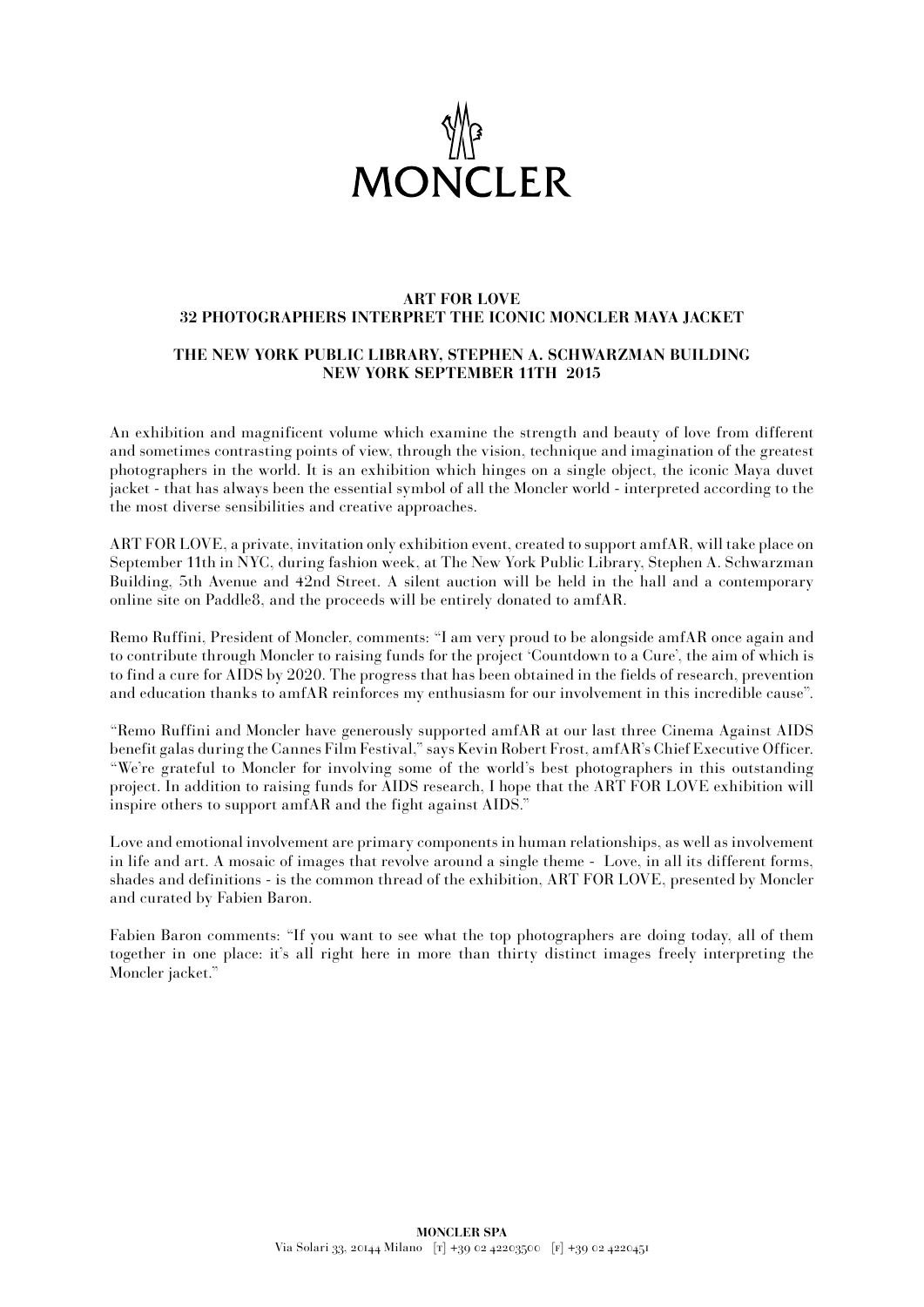# MONCLER

## ART FOR LOVE
## 32 PHOTOGRAPHERS INTERPRET THE ICONIC MONCLER MAYA JACKET

### THE NEW YORK PUBLIC LIBRARY, STEPHEN A. SCHWARZMAN BUILDING
### NEW YORK SEPTEMBER 11TH 2015

An exhibition and magnificent volume which examine the strength and beauty of love from different and sometimes contrasting points of view, through the vision, technique and imagination of the greatest photographers in the world. It is an exhibition which hinges on a single object, the iconic Maya duvet jacket - that has always been the essential symbol of all the Moncler world - interpreted according to the the most diverse sensibilities and creative approaches.

ART FOR LOVE, a private, invitation only exhibition event, created to support amfAR, will take place on September 11th in NYC, during fashion week, at The New York Public Library, Stephen A. Schwarzman Building, 5th Avenue and 42nd Street. A silent auction will be held in the hall and a contemporary online site on Paddle8, and the proceeds will be entirely donated to amfAR.

Remo Ruffini, President of Moncler, comments: "I am very proud to be alongside amfAR once again and to contribute through Moncler to raising funds for the project 'Countdown to a Cure', the aim of which is to find a cure for AIDS by 2020. The progress that has been obtained in the fields of research, prevention and education thanks to amfAR reinforces my enthusiasm for our involvement in this incredible cause".

"Remo Ruffini and Moncler have generously supported amfAR at our last three Cinema Against AIDS benefit galas during the Cannes Film Festival," says Kevin Robert Frost, amfAR's Chief Executive Officer. "We're grateful to Moncler for involving some of the world's best photographers in this outstanding project. In addition to raising funds for AIDS research, I hope that the ART FOR LOVE exhibition will inspire others to support amfAR and the fight against AIDS."

Love and emotional involvement are primary components in human relationships, as well as involvement in life and art. A mosaic of images that revolve around a single theme - Love, in all its different forms, shades and definitions - is the common thread of the exhibition, ART FOR LOVE, presented by Moncler and curated by Fabien Baron.

Fabien Baron comments: "If you want to see what the top photographers are doing today, all of them together in one place: it's all right here in more than thirty distinct images freely interpreting the Moncler jacket."

**MONCLER SPA**
Via Solari 33, 20144 Milano [T] +39 02 42203500 [F] +39 02 4220451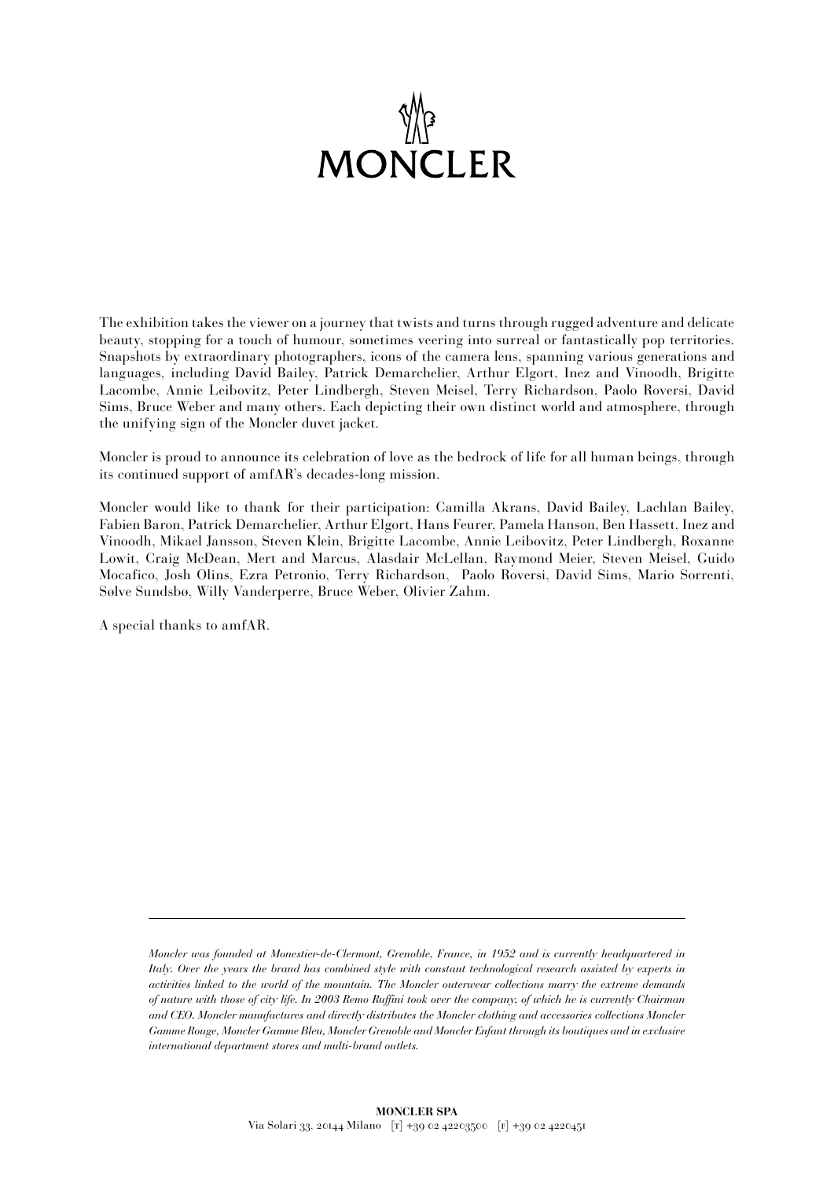The exhibition takes the viewer on a journey that twists and turns through rugged adventure and delicate beauty, stopping for a touch of humour, sometimes veering into surreal or fantastically pop territories. Snapshots by extraordinary photographers, icons of the camera lens, spanning various generations and languages, including David Bailey, Patrick Demarchelier, Arthur Elgort, Inez and Vinoodh, Brigitte Lacombe, Annie Leibovitz, Peter Lindbergh, Steven Meisel, Terry Richardson, Paolo Roversi, David Sims, Bruce Weber and many others. Each depicting their own distinct world and atmosphere, through the unifying sign of the Moncler duvet jacket.

Moncler is proud to announce its celebration of love as the bedrock of life for all human beings, through its continued support of amfAR's decades-long mission.

Moncler would like to thank for their participation: Camilla Akrans, David Bailey, Lachlan Bailey, Fabien Baron, Patrick Demarchelier, Arthur Elgort, Hans Feurer, Pamela Hanson, Ben Hassett, Inez and Vinoodh, Mikael Jansson, Steven Klein, Brigitte Lacombe, Annie Leibovitz, Peter Lindbergh, Roxanne Lowit, Craig McDean, Mert and Marcus, Alasdair McLellan, Raymond Meier, Steven Meisel, Guido Mocafico, Josh Olins, Ezra Petronio, Terry Richardson, Paolo Roversi, David Sims, Mario Sorrenti, Sølve Sundsbø, Willy Vanderperre, Bruce Weber, Olivier Zahm.

A special thanks to amfAR.

---

*Moncler was founded at Monestier-de-Clermont, Grenoble, France, in 1952 and is currently headquartered in Italy. Over the years the brand has combined style with constant technological research assisted by experts in activities linked to the world of the mountain. The Moncler outerwear collections marry the extreme demands of nature with those of city life. In 2003 Remo Ruffini took over the company, of which he is currently Chairman and CEO. Moncler manufactures and directly distributes the Moncler clothing and accessories collections Moncler Gamme Rouge, Moncler Gamme Bleu, Moncler Grenoble and Moncler Enfant through its boutiques and in exclusive international department stores and multi-brand outlets.*

**MONCLER SPA**
Via Solari 33, 20144 Milano [T] +39 02 42203500 [F] +39 02 4220451